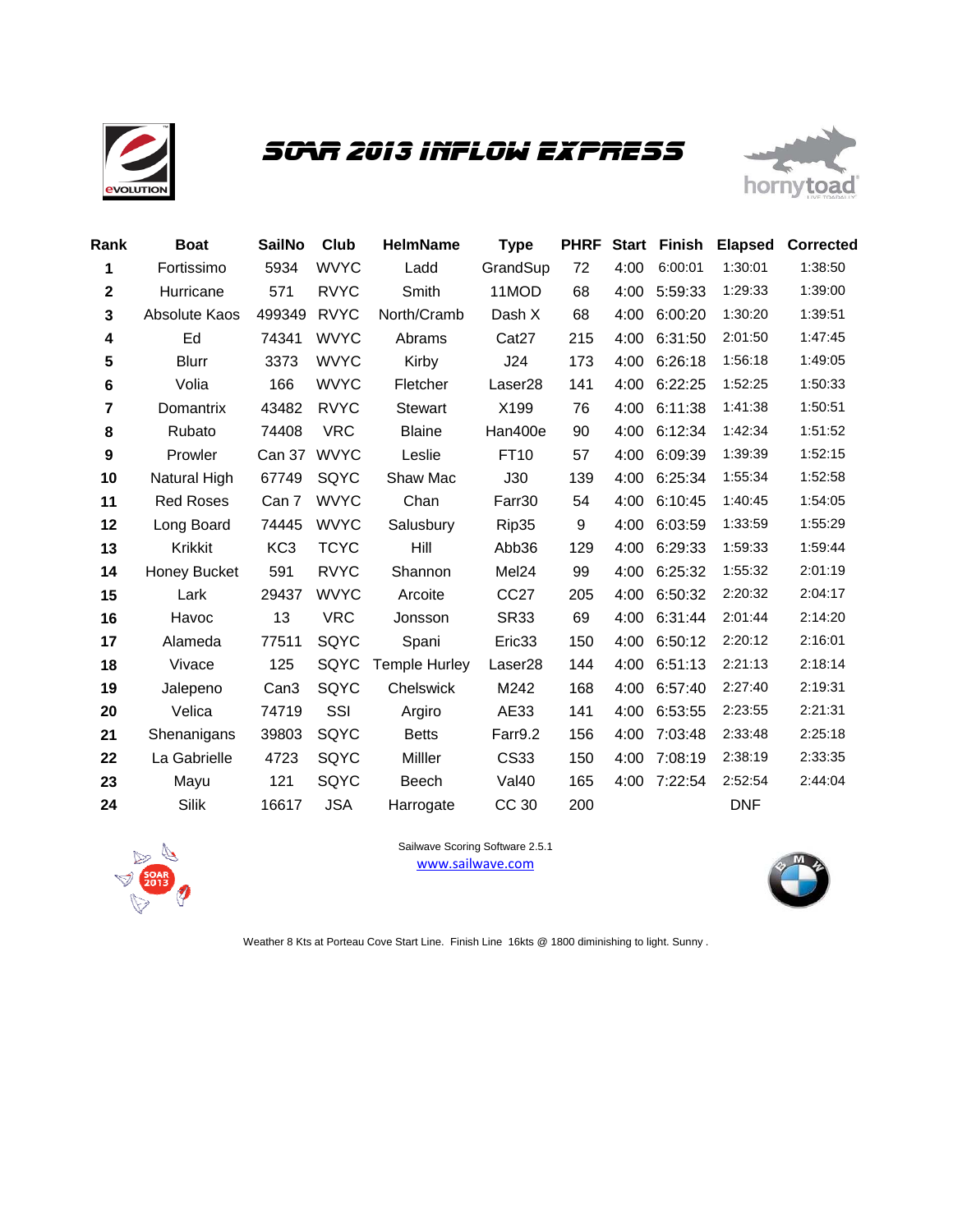# SOAR 2013 INFLOW EXPRESS

| Rank | Boat | SailNo | Club | HelmName | Type | PHRF | Start | Finish | Elapsed | Corrected |
|---|---|---|---|---|---|---|---|---|---|---|
| 1 | Fortissimo | 5934 | WVYC | Ladd | GrandSup | 72 | 4:00 | 6:00:01 | 1:30:01 | 1:38:50 |
| 2 | Hurricane | 571 | RVYC | Smith | 11MOD | 68 | 4:00 | 5:59:33 | 1:29:33 | 1:39:00 |
| 3 | Absolute Kaos | 499349 | RVYC | North/Cramb | Dash X | 68 | 4:00 | 6:00:20 | 1:30:20 | 1:39:51 |
| 4 | Ed | 74341 | WVYC | Abrams | Cat27 | 215 | 4:00 | 6:31:50 | 2:01:50 | 1:47:45 |
| 5 | Blurr | 3373 | WVYC | Kirby | J24 | 173 | 4:00 | 6:26:18 | 1:56:18 | 1:49:05 |
| 6 | Volia | 166 | WVYC | Fletcher | Laser28 | 141 | 4:00 | 6:22:25 | 1:52:25 | 1:50:33 |
| 7 | Domantrix | 43482 | RVYC | Stewart | X199 | 76 | 4:00 | 6:11:38 | 1:41:38 | 1:50:51 |
| 8 | Rubato | 74408 | VRC | Blaine | Han400e | 90 | 4:00 | 6:12:34 | 1:42:34 | 1:51:52 |
| 9 | Prowler | Can 37 | WVYC | Leslie | FT10 | 57 | 4:00 | 6:09:39 | 1:39:39 | 1:52:15 |
| 10 | Natural High | 67749 | SQYC | Shaw Mac | J30 | 139 | 4:00 | 6:25:34 | 1:55:34 | 1:52:58 |
| 11 | Red Roses | Can 7 | WVYC | Chan | Farr30 | 54 | 4:00 | 6:10:45 | 1:40:45 | 1:54:05 |
| 12 | Long Board | 74445 | WVYC | Salusbury | Rip35 | 9 | 4:00 | 6:03:59 | 1:33:59 | 1:55:29 |
| 13 | Krikkit | KC3 | TCYC | Hill | Abb36 | 129 | 4:00 | 6:29:33 | 1:59:33 | 1:59:44 |
| 14 | Honey Bucket | 591 | RVYC | Shannon | Mel24 | 99 | 4:00 | 6:25:32 | 1:55:32 | 2:01:19 |
| 15 | Lark | 29437 | WVYC | Arcoite | CC27 | 205 | 4:00 | 6:50:32 | 2:20:32 | 2:04:17 |
| 16 | Havoc | 13 | VRC | Jonsson | SR33 | 69 | 4:00 | 6:31:44 | 2:01:44 | 2:14:20 |
| 17 | Alameda | 77511 | SQYC | Spani | Eric33 | 150 | 4:00 | 6:50:12 | 2:20:12 | 2:16:01 |
| 18 | Vivace | 125 | SQYC | Temple Hurley | Laser28 | 144 | 4:00 | 6:51:13 | 2:21:13 | 2:18:14 |
| 19 | Jalepeno | Can3 | SQYC | Chelswick | M242 | 168 | 4:00 | 6:57:40 | 2:27:40 | 2:19:31 |
| 20 | Velica | 74719 | SSI | Argiro | AE33 | 141 | 4:00 | 6:53:55 | 2:23:55 | 2:21:31 |
| 21 | Shenanigans | 39803 | SQYC | Betts | Farr9.2 | 156 | 4:00 | 7:03:48 | 2:33:48 | 2:25:18 |
| 22 | La Gabrielle | 4723 | SQYC | Milller | CS33 | 150 | 4:00 | 7:08:19 | 2:38:19 | 2:33:35 |
| 23 | Mayu | 121 | SQYC | Beech | Val40 | 165 | 4:00 | 7:22:54 | 2:52:54 | 2:44:04 |
| 24 | Silik | 16617 | JSA | Harrogate | CC 30 | 200 | | | DNF | |

Sailwave Scoring Software 2.5.1
www.sailwave.com

Weather 8 Kts at Porteau Cove Start Line. Finish Line 16kts @ 1800 diminishing to light. Sunny .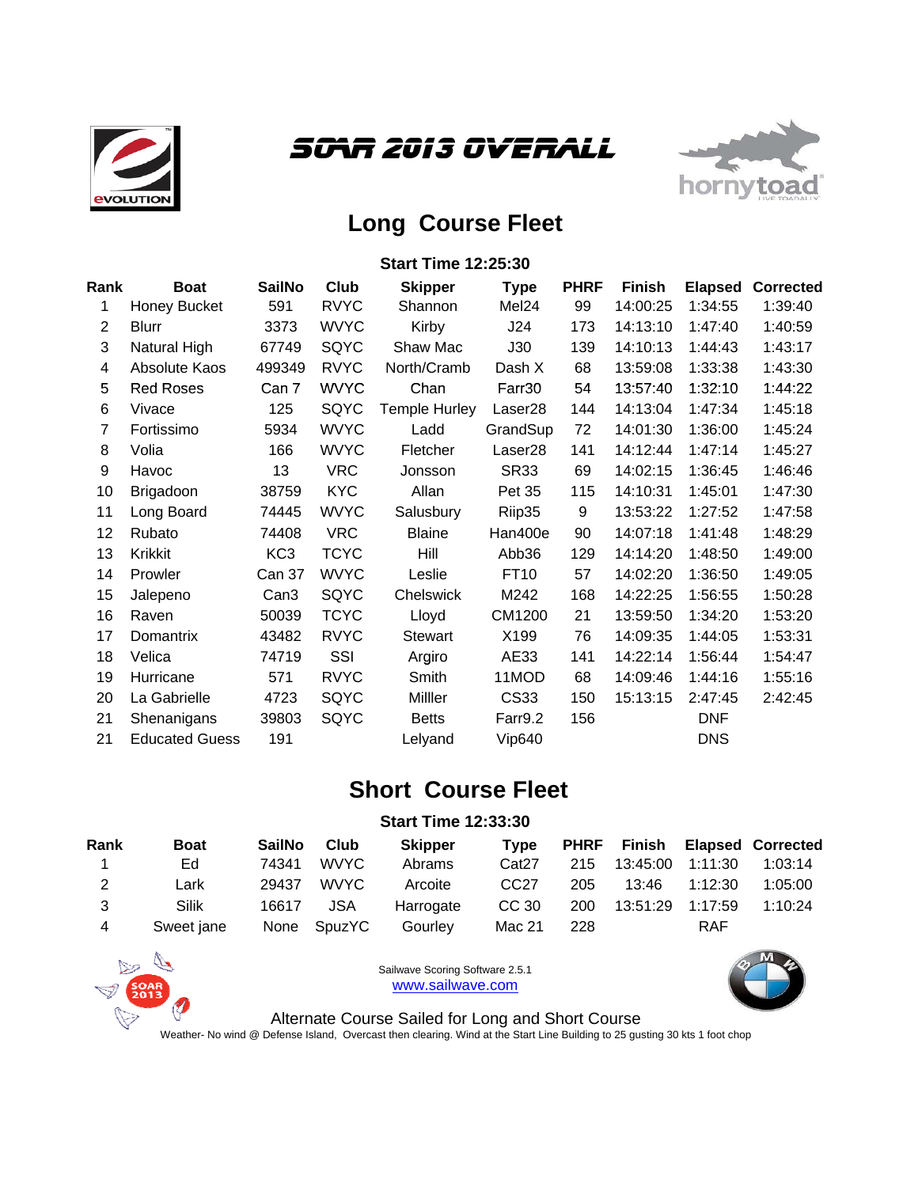# SOAR 2013 OVERALL

## Long Course Fleet

**Start Time 12:25:30**

| Rank | Boat | SailNo | Club | Skipper | Type | PHRF | Finish | Elapsed | Corrected |
|---|---|---|---|---|---|---|---|---|---|
| 1 | Honey Bucket | 591 | RVYC | Shannon | Mel24 | 99 | 14:00:25 | 1:34:55 | 1:39:40 |
| 2 | Blurr | 3373 | WVYC | Kirby | J24 | 173 | 14:13:10 | 1:47:40 | 1:40:59 |
| 3 | Natural High | 67749 | SQYC | Shaw Mac | J30 | 139 | 14:10:13 | 1:44:43 | 1:43:17 |
| 4 | Absolute Kaos | 499349 | RVYC | North/Cramb | Dash X | 68 | 13:59:08 | 1:33:38 | 1:43:30 |
| 5 | Red Roses | Can 7 | WVYC | Chan | Farr30 | 54 | 13:57:40 | 1:32:10 | 1:44:22 |
| 6 | Vivace | 125 | SQYC | Temple Hurley | Laser28 | 144 | 14:13:04 | 1:47:34 | 1:45:18 |
| 7 | Fortissimo | 5934 | WVYC | Ladd | GrandSup | 72 | 14:01:30 | 1:36:00 | 1:45:24 |
| 8 | Volia | 166 | WVYC | Fletcher | Laser28 | 141 | 14:12:44 | 1:47:14 | 1:45:27 |
| 9 | Havoc | 13 | VRC | Jonsson | SR33 | 69 | 14:02:15 | 1:36:45 | 1:46:46 |
| 10 | Brigadoon | 38759 | KYC | Allan | Pet 35 | 115 | 14:10:31 | 1:45:01 | 1:47:30 |
| 11 | Long Board | 74445 | WVYC | Salusbury | Riip35 | 9 | 13:53:22 | 1:27:52 | 1:47:58 |
| 12 | Rubato | 74408 | VRC | Blaine | Han400e | 90 | 14:07:18 | 1:41:48 | 1:48:29 |
| 13 | Krikkit | KC3 | TCYC | Hill | Abb36 | 129 | 14:14:20 | 1:48:50 | 1:49:00 |
| 14 | Prowler | Can 37 | WVYC | Leslie | FT10 | 57 | 14:02:20 | 1:36:50 | 1:49:05 |
| 15 | Jalepeno | Can3 | SQYC | Chelswick | M242 | 168 | 14:22:25 | 1:56:55 | 1:50:28 |
| 16 | Raven | 50039 | TCYC | Lloyd | CM1200 | 21 | 13:59:50 | 1:34:20 | 1:53:20 |
| 17 | Domantrix | 43482 | RVYC | Stewart | X199 | 76 | 14:09:35 | 1:44:05 | 1:53:31 |
| 18 | Velica | 74719 | SSI | Argiro | AE33 | 141 | 14:22:14 | 1:56:44 | 1:54:47 |
| 19 | Hurricane | 571 | RVYC | Smith | 11MOD | 68 | 14:09:46 | 1:44:16 | 1:55:16 |
| 20 | La Gabrielle | 4723 | SQYC | Milller | CS33 | 150 | 15:13:15 | 2:47:45 | 2:42:45 |
| 21 | Shenanigans | 39803 | SQYC | Betts | Farr9.2 | 156 | | DNF | |
| 21 | Educated Guess | 191 | | Lelyand | Vip640 | | | DNS | |

## Short Course Fleet

**Start Time 12:33:30**

| Rank | Boat | SailNo | Club | Skipper | Type | PHRF | Finish | Elapsed | Corrected |
|---|---|---|---|---|---|---|---|---|---|
| 1 | Ed | 74341 | WVYC | Abrams | Cat27 | 215 | 13:45:00 | 1:11:30 | 1:03:14 |
| 2 | Lark | 29437 | WVYC | Arcoite | CC27 | 205 | 13:46 | 1:12:30 | 1:05:00 |
| 3 | Silik | 16617 | JSA | Harrogate | CC 30 | 200 | 13:51:29 | 1:17:59 | 1:10:24 |
| 4 | Sweet jane | None | SpuzYC | Gourley | Mac 21 | 228 | | RAF | |

Sailwave Scoring Software 2.5.1
www.sailwave.com

Alternate Course Sailed for Long and Short Course

Weather- No wind @ Defense Island, Overcast then clearing. Wind at the Start Line Building to 25 gusting 30 kts 1 foot chop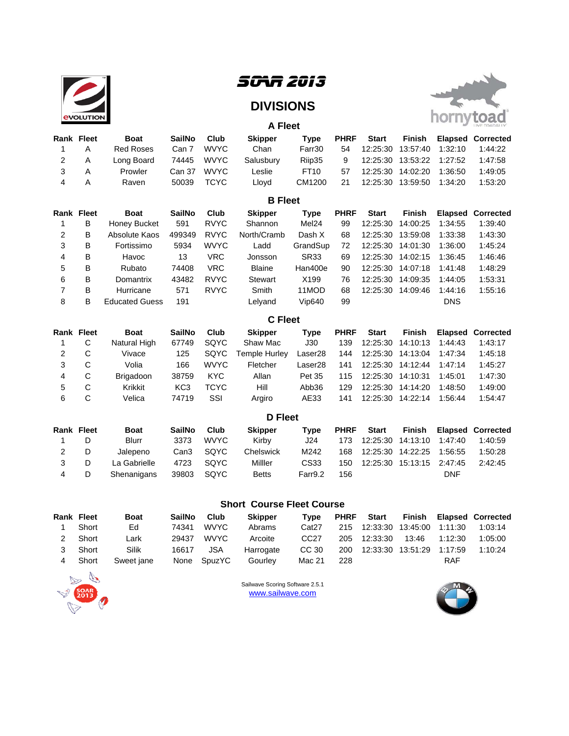# SOAR 2013

## DIVISIONS

### A Fleet

| Rank | Fleet | Boat | SailNo | Club | Skipper | Type | PHRF | Start | Finish | Elapsed | Corrected |
|---|---|---|---|---|---|---|---|---|---|---|---|
| 1 | A | Red Roses | Can 7 | WVYC | Chan | Farr30 | 54 | 12:25:30 | 13:57:40 | 1:32:10 | 1:44:22 |
| 2 | A | Long Board | 74445 | WVYC | Salusbury | Riip35 | 9 | 12:25:30 | 13:53:22 | 1:27:52 | 1:47:58 |
| 3 | A | Prowler | Can 37 | WVYC | Leslie | FT10 | 57 | 12:25:30 | 14:02:20 | 1:36:50 | 1:49:05 |
| 4 | A | Raven | 50039 | TCYC | Lloyd | CM1200 | 21 | 12:25:30 | 13:59:50 | 1:34:20 | 1:53:20 |

### B Fleet

| Rank | Fleet | Boat | SailNo | Club | Skipper | Type | PHRF | Start | Finish | Elapsed | Corrected |
|---|---|---|---|---|---|---|---|---|---|---|---|
| 1 | B | Honey Bucket | 591 | RVYC | Shannon | Mel24 | 99 | 12:25:30 | 14:00:25 | 1:34:55 | 1:39:40 |
| 2 | B | Absolute Kaos | 499349 | RVYC | North/Cramb | Dash X | 68 | 12:25:30 | 13:59:08 | 1:33:38 | 1:43:30 |
| 3 | B | Fortissimo | 5934 | WVYC | Ladd | GrandSup | 72 | 12:25:30 | 14:01:30 | 1:36:00 | 1:45:24 |
| 4 | B | Havoc | 13 | VRC | Jonsson | SR33 | 69 | 12:25:30 | 14:02:15 | 1:36:45 | 1:46:46 |
| 5 | B | Rubato | 74408 | VRC | Blaine | Han400e | 90 | 12:25:30 | 14:07:18 | 1:41:48 | 1:48:29 |
| 6 | B | Domantrix | 43482 | RVYC | Stewart | X199 | 76 | 12:25:30 | 14:09:35 | 1:44:05 | 1:53:31 |
| 7 | B | Hurricane | 571 | RVYC | Smith | 11MOD | 68 | 12:25:30 | 14:09:46 | 1:44:16 | 1:55:16 |
| 8 | B | Educated Guess | 191 | | Lelyand | Vip640 | 99 | | | DNS | |

### C Fleet

| Rank | Fleet | Boat | SailNo | Club | Skipper | Type | PHRF | Start | Finish | Elapsed | Corrected |
|---|---|---|---|---|---|---|---|---|---|---|---|
| 1 | C | Natural High | 67749 | SQYC | Shaw Mac | J30 | 139 | 12:25:30 | 14:10:13 | 1:44:43 | 1:43:17 |
| 2 | C | Vivace | 125 | SQYC | Temple Hurley | Laser28 | 144 | 12:25:30 | 14:13:04 | 1:47:34 | 1:45:18 |
| 3 | C | Volia | 166 | WVYC | Fletcher | Laser28 | 141 | 12:25:30 | 14:12:44 | 1:47:14 | 1:45:27 |
| 4 | C | Brigadoon | 38759 | KYC | Allan | Pet 35 | 115 | 12:25:30 | 14:10:31 | 1:45:01 | 1:47:30 |
| 5 | C | Krikkit | KC3 | TCYC | Hill | Abb36 | 129 | 12:25:30 | 14:14:20 | 1:48:50 | 1:49:00 |
| 6 | C | Velica | 74719 | SSI | Argiro | AE33 | 141 | 12:25:30 | 14:22:14 | 1:56:44 | 1:54:47 |

### D Fleet

| Rank | Fleet | Boat | SailNo | Club | Skipper | Type | PHRF | Start | Finish | Elapsed | Corrected |
|---|---|---|---|---|---|---|---|---|---|---|---|
| 1 | D | Blurr | 3373 | WVYC | Kirby | J24 | 173 | 12:25:30 | 14:13:10 | 1:47:40 | 1:40:59 |
| 2 | D | Jalepeno | Can3 | SQYC | Chelswick | M242 | 168 | 12:25:30 | 14:22:25 | 1:56:55 | 1:50:28 |
| 3 | D | La Gabrielle | 4723 | SQYC | Milller | CS33 | 150 | 12:25:30 | 15:13:15 | 2:47:45 | 2:42:45 |
| 4 | D | Shenanigans | 39803 | SQYC | Betts | Farr9.2 | 156 | | | DNF | |

### Short Course Fleet Course

| Rank | Fleet | Boat | SailNo | Club | Skipper | Type | PHRF | Start | Finish | Elapsed | Corrected |
|---|---|---|---|---|---|---|---|---|---|---|---|
| 1 | Short | Ed | 74341 | WVYC | Abrams | Cat27 | 215 | 12:33:30 | 13:45:00 | 1:11:30 | 1:03:14 |
| 2 | Short | Lark | 29437 | WVYC | Arcoite | CC27 | 205 | 12:33:30 | 13:46 | 1:12:30 | 1:05:00 |
| 3 | Short | Silik | 16617 | JSA | Harrogate | CC 30 | 200 | 12:33:30 | 13:51:29 | 1:17:59 | 1:10:24 |
| 4 | Short | Sweet jane | None | SpuzYC | Gourley | Mac 21 | 228 | | | RAF | |

Sailwave Scoring Software 2.5.1
www.sailwave.com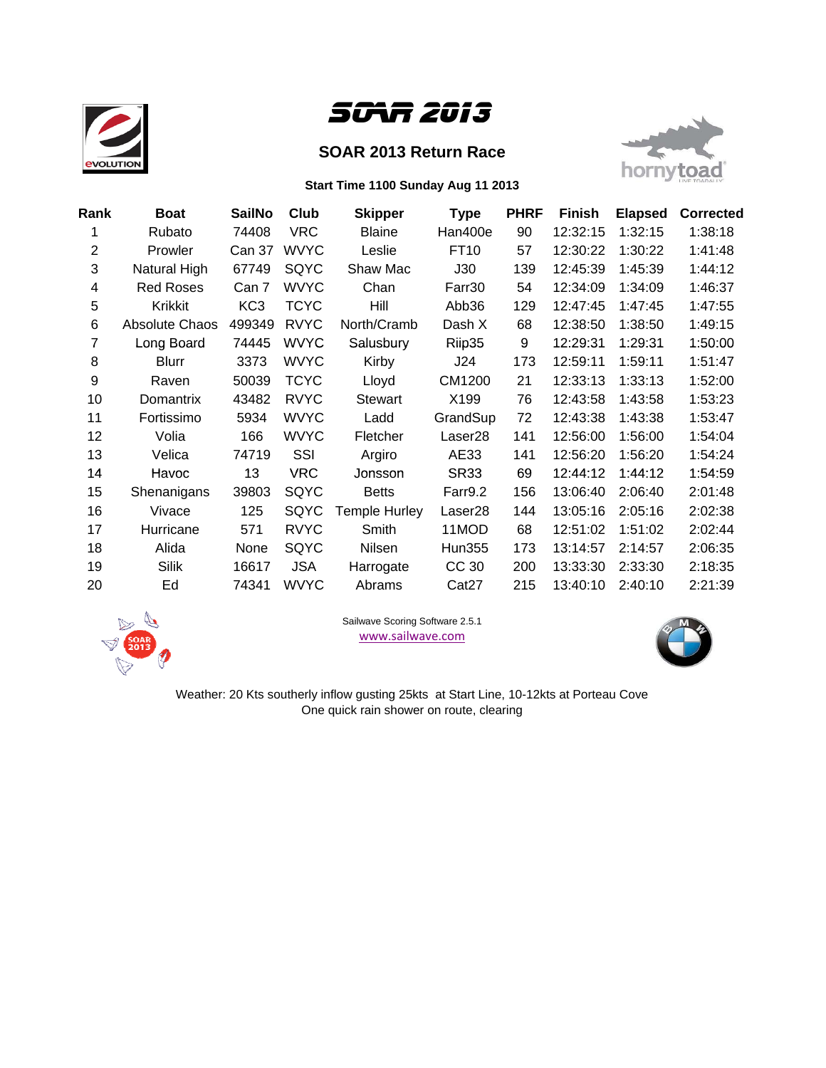# SOAR 2013

## SOAR 2013 Return Race

**Start Time 1100 Sunday Aug 11 2013**

| Rank | Boat | SailNo | Club | Skipper | Type | PHRF | Finish | Elapsed | Corrected |
|---|---|---|---|---|---|---|---|---|---|
| 1 | Rubato | 74408 | VRC | Blaine | Han400e | 90 | 12:32:15 | 1:32:15 | 1:38:18 |
| 2 | Prowler | Can 37 | WVYC | Leslie | FT10 | 57 | 12:30:22 | 1:30:22 | 1:41:48 |
| 3 | Natural High | 67749 | SQYC | Shaw Mac | J30 | 139 | 12:45:39 | 1:45:39 | 1:44:12 |
| 4 | Red Roses | Can 7 | WVYC | Chan | Farr30 | 54 | 12:34:09 | 1:34:09 | 1:46:37 |
| 5 | Krikkit | KC3 | TCYC | Hill | Abb36 | 129 | 12:47:45 | 1:47:45 | 1:47:55 |
| 6 | Absolute Chaos | 499349 | RVYC | North/Cramb | Dash X | 68 | 12:38:50 | 1:38:50 | 1:49:15 |
| 7 | Long Board | 74445 | WVYC | Salusbury | Riip35 | 9 | 12:29:31 | 1:29:31 | 1:50:00 |
| 8 | Blurr | 3373 | WVYC | Kirby | J24 | 173 | 12:59:11 | 1:59:11 | 1:51:47 |
| 9 | Raven | 50039 | TCYC | Lloyd | CM1200 | 21 | 12:33:13 | 1:33:13 | 1:52:00 |
| 10 | Domantrix | 43482 | RVYC | Stewart | X199 | 76 | 12:43:58 | 1:43:58 | 1:53:23 |
| 11 | Fortissimo | 5934 | WVYC | Ladd | GrandSup | 72 | 12:43:38 | 1:43:38 | 1:53:47 |
| 12 | Volia | 166 | WVYC | Fletcher | Laser28 | 141 | 12:56:00 | 1:56:00 | 1:54:04 |
| 13 | Velica | 74719 | SSI | Argiro | AE33 | 141 | 12:56:20 | 1:56:20 | 1:54:24 |
| 14 | Havoc | 13 | VRC | Jonsson | SR33 | 69 | 12:44:12 | 1:44:12 | 1:54:59 |
| 15 | Shenanigans | 39803 | SQYC | Betts | Farr9.2 | 156 | 13:06:40 | 2:06:40 | 2:01:48 |
| 16 | Vivace | 125 | SQYC | Temple Hurley | Laser28 | 144 | 13:05:16 | 2:05:16 | 2:02:38 |
| 17 | Hurricane | 571 | RVYC | Smith | 11MOD | 68 | 12:51:02 | 1:51:02 | 2:02:44 |
| 18 | Alida | None | SQYC | Nilsen | Hun355 | 173 | 13:14:57 | 2:14:57 | 2:06:35 |
| 19 | Silik | 16617 | JSA | Harrogate | CC 30 | 200 | 13:33:30 | 2:33:30 | 2:18:35 |
| 20 | Ed | 74341 | WVYC | Abrams | Cat27 | 215 | 13:40:10 | 2:40:10 | 2:21:39 |

Sailwave Scoring Software 2.5.1
www.sailwave.com

Weather: 20 Kts southerly inflow gusting 25kts at Start Line, 10-12kts at Porteau Cove
One quick rain shower on route, clearing